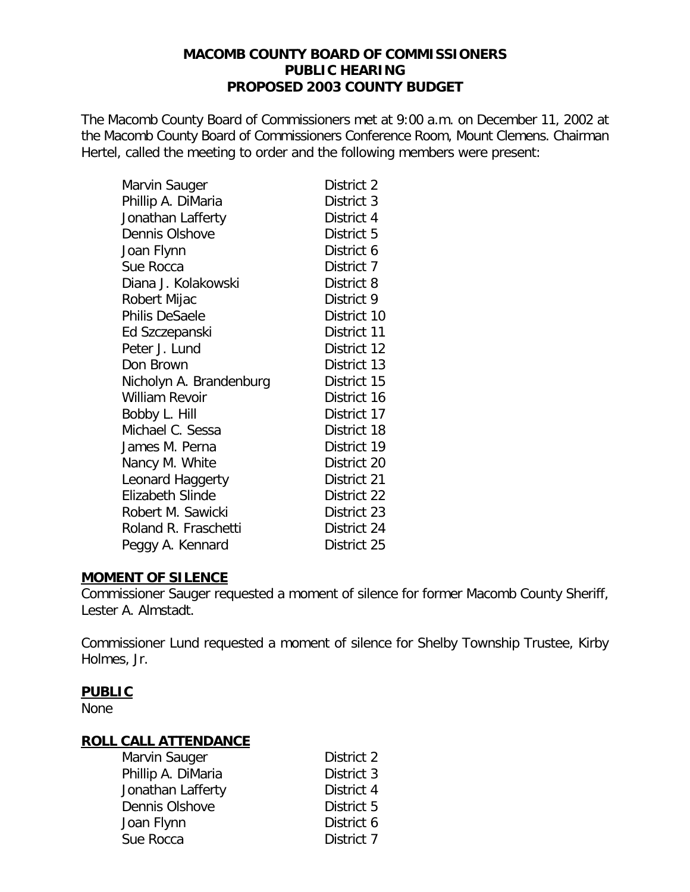**MACOMB COUNTY BOARD OF COMMISSIONERS**
**PUBLIC HEARING**
**PROPOSED 2003 COUNTY BUDGET**

The Macomb County Board of Commissioners met at 9:00 a.m. on December 11, 2002 at the Macomb County Board of Commissioners Conference Room, Mount Clemens. Chairman Hertel, called the meeting to order and the following members were present:

| | |
|---|---|
| Marvin Sauger | District 2 |
| Phillip A. DiMaria | District 3 |
| Jonathan Lafferty | District 4 |
| Dennis Olshove | District 5 |
| Joan Flynn | District 6 |
| Sue Rocca | District 7 |
| Diana J. Kolakowski | District 8 |
| Robert Mijac | District 9 |
| Philis DeSaele | District 10 |
| Ed Szczepanski | District 11 |
| Peter J. Lund | District 12 |
| Don Brown | District 13 |
| Nicholyn A. Brandenburg | District 15 |
| William Revoir | District 16 |
| Bobby L. Hill | District 17 |
| Michael C. Sessa | District 18 |
| James M. Perna | District 19 |
| Nancy M. White | District 20 |
| Leonard Haggerty | District 21 |
| Elizabeth Slinde | District 22 |
| Robert M. Sawicki | District 23 |
| Roland R. Fraschetti | District 24 |
| Peggy A. Kennard | District 25 |

**MOMENT OF SILENCE**

Commissioner Sauger requested a moment of silence for former Macomb County Sheriff, Lester A. Almstadt.

Commissioner Lund requested a moment of silence for Shelby Township Trustee, Kirby Holmes, Jr.

**PUBLIC**

None

**ROLL CALL ATTENDANCE**

| | |
|---|---|
| Marvin Sauger | District 2 |
| Phillip A. DiMaria | District 3 |
| Jonathan Lafferty | District 4 |
| Dennis Olshove | District 5 |
| Joan Flynn | District 6 |
| Sue Rocca | District 7 |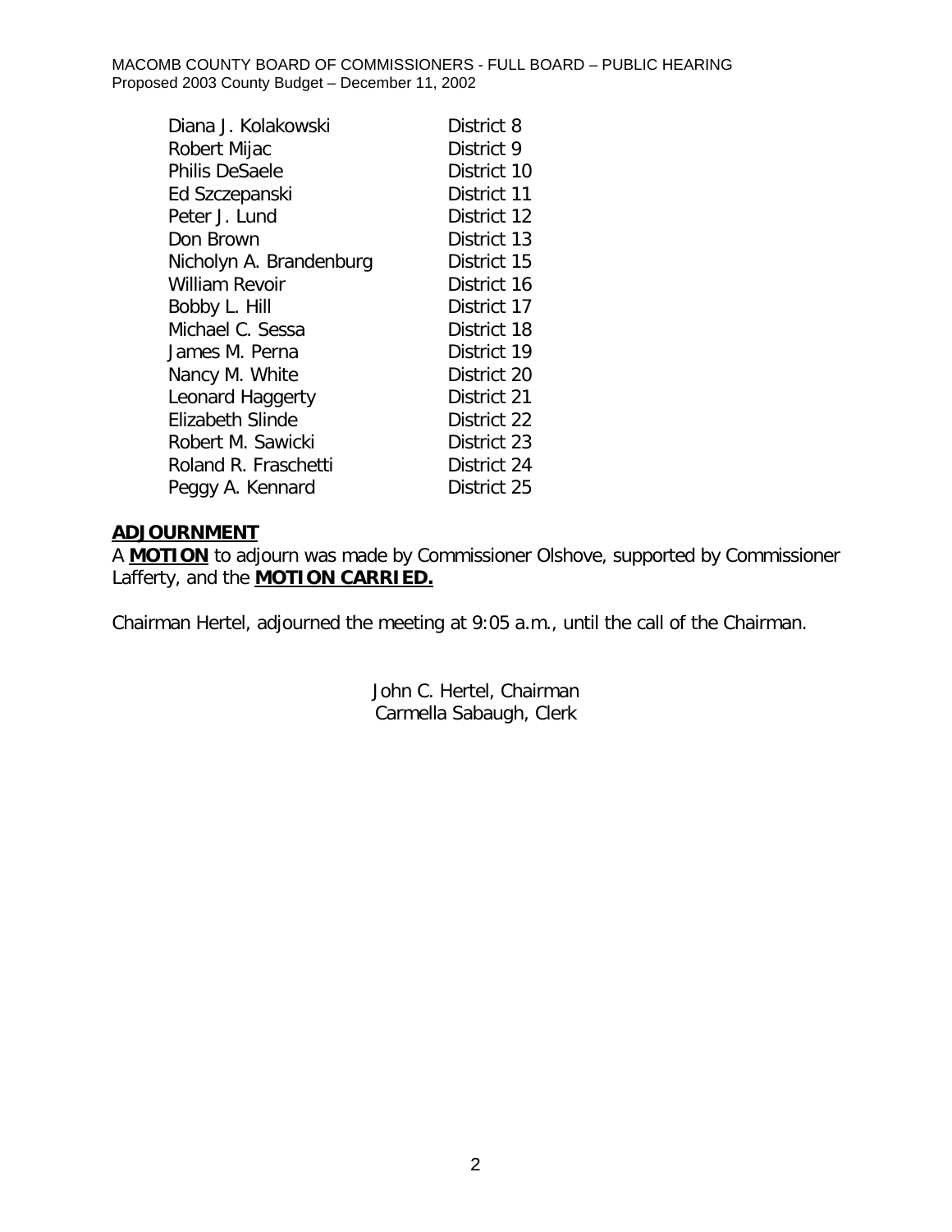| | |
|---|---|
| Diana J. Kolakowski | District 8 |
| Robert Mijac | District 9 |
| Philis DeSaele | District 10 |
| Ed Szczepanski | District 11 |
| Peter J. Lund | District 12 |
| Don Brown | District 13 |
| Nicholyn A. Brandenburg | District 15 |
| William Revoir | District 16 |
| Bobby L. Hill | District 17 |
| Michael C. Sessa | District 18 |
| James M. Perna | District 19 |
| Nancy M. White | District 20 |
| Leonard Haggerty | District 21 |
| Elizabeth Slinde | District 22 |
| Robert M. Sawicki | District 23 |
| Roland R. Fraschetti | District 24 |
| Peggy A. Kennard | District 25 |

**ADJOURNMENT**

A **MOTION** to adjourn was made by Commissioner Olshove, supported by Commissioner Lafferty, and the **MOTION CARRIED.**

Chairman Hertel, adjourned the meeting at 9:05 a.m., until the call of the Chairman.

John C. Hertel, Chairman
Carmella Sabaugh, Clerk